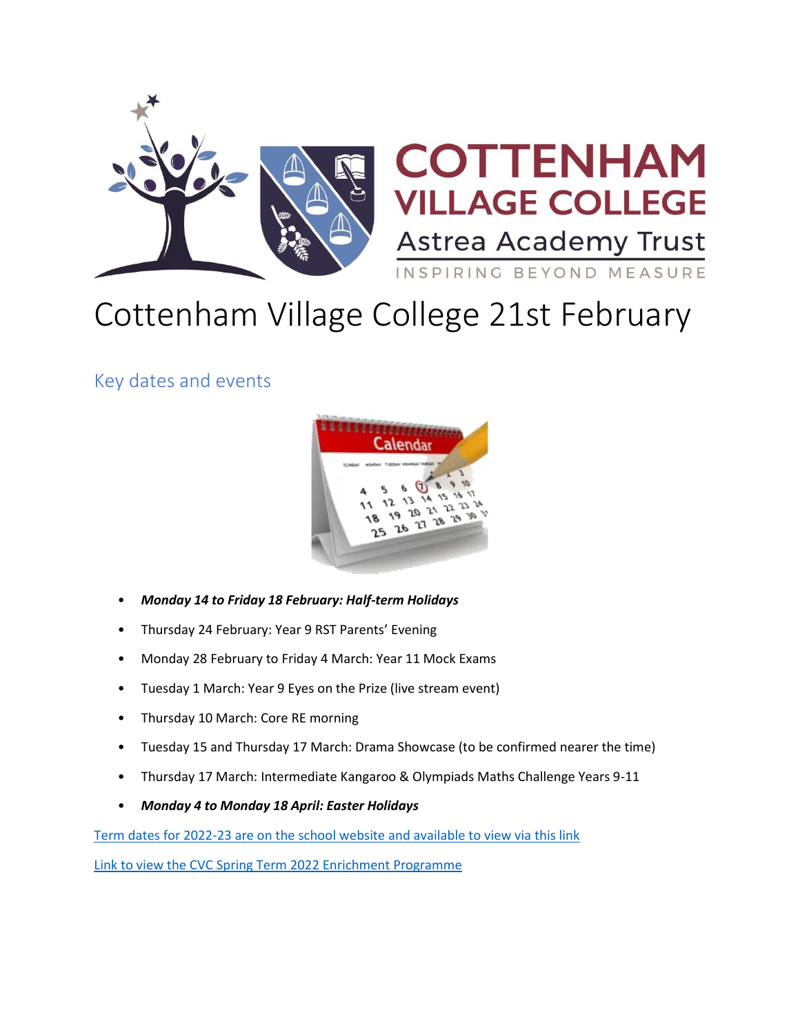# Cottenham Village College 21st February

## Key dates and events

- ***Monday 14 to Friday 18 February: Half-term Holidays***
- Thursday 24 February: Year 9 RST Parents' Evening
- Monday 28 February to Friday 4 March: Year 11 Mock Exams
- Tuesday 1 March: Year 9 Eyes on the Prize (live stream event)
- Thursday 10 March: Core RE morning
- Tuesday 15 and Thursday 17 March: Drama Showcase (to be confirmed nearer the time)
- Thursday 17 March: Intermediate Kangaroo & Olympiads Maths Challenge Years 9-11
- ***Monday 4 to Monday 18 April: Easter Holidays***

Term dates for 2022-23 are on the school website and available to view via this link

Link to view the CVC Spring Term 2022 Enrichment Programme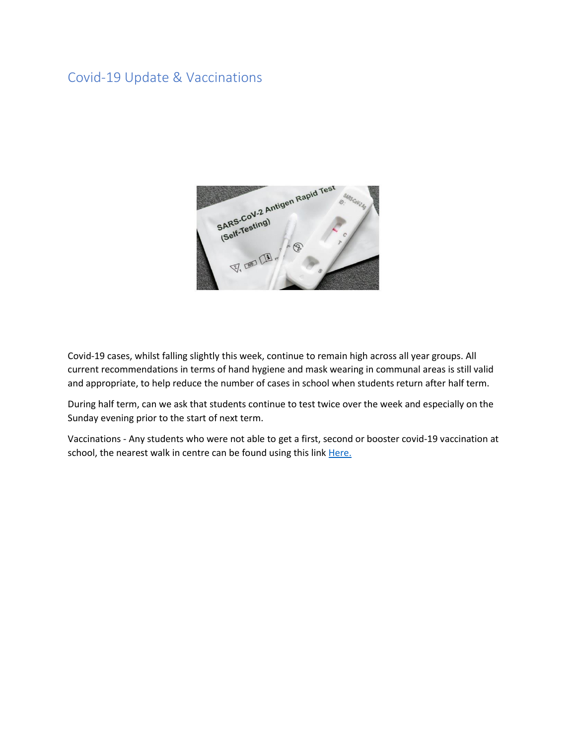## Covid-19 Update & Vaccinations

Covid-19 cases, whilst falling slightly this week, continue to remain high across all year groups. All current recommendations in terms of hand hygiene and mask wearing in communal areas is still valid and appropriate, to help reduce the number of cases in school when students return after half term.

During half term, can we ask that students continue to test twice over the week and especially on the Sunday evening prior to the start of next term.

Vaccinations - Any students who were not able to get a first, second or booster covid-19 vaccination at school, the nearest walk in centre can be found using this link Here.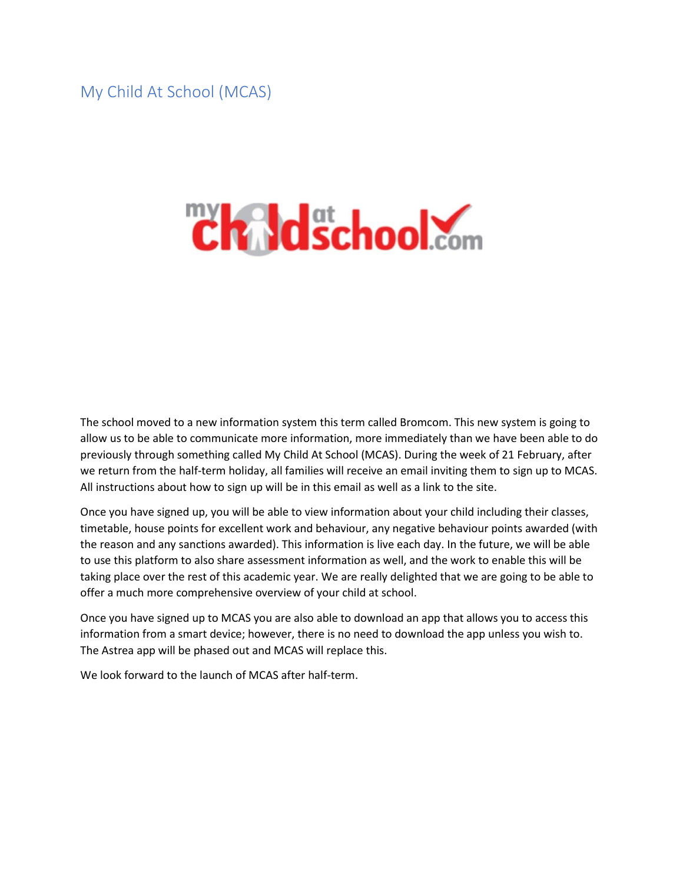## My Child At School (MCAS)

The school moved to a new information system this term called Bromcom. This new system is going to allow us to be able to communicate more information, more immediately than we have been able to do previously through something called My Child At School (MCAS). During the week of 21 February, after we return from the half-term holiday, all families will receive an email inviting them to sign up to MCAS. All instructions about how to sign up will be in this email as well as a link to the site.

Once you have signed up, you will be able to view information about your child including their classes, timetable, house points for excellent work and behaviour, any negative behaviour points awarded (with the reason and any sanctions awarded). This information is live each day. In the future, we will be able to use this platform to also share assessment information as well, and the work to enable this will be taking place over the rest of this academic year. We are really delighted that we are going to be able to offer a much more comprehensive overview of your child at school.

Once you have signed up to MCAS you are also able to download an app that allows you to access this information from a smart device; however, there is no need to download the app unless you wish to. The Astrea app will be phased out and MCAS will replace this.

We look forward to the launch of MCAS after half-term.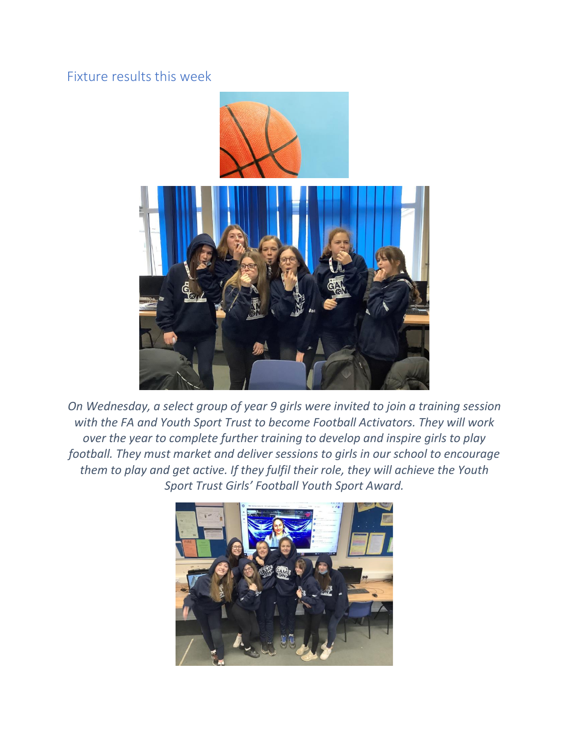## Fixture results this week

*On Wednesday, a select group of year 9 girls were invited to join a training session with the FA and Youth Sport Trust to become Football Activators. They will work over the year to complete further training to develop and inspire girls to play football. They must market and deliver sessions to girls in our school to encourage them to play and get active. If they fulfil their role, they will achieve the Youth Sport Trust Girls' Football Youth Sport Award.*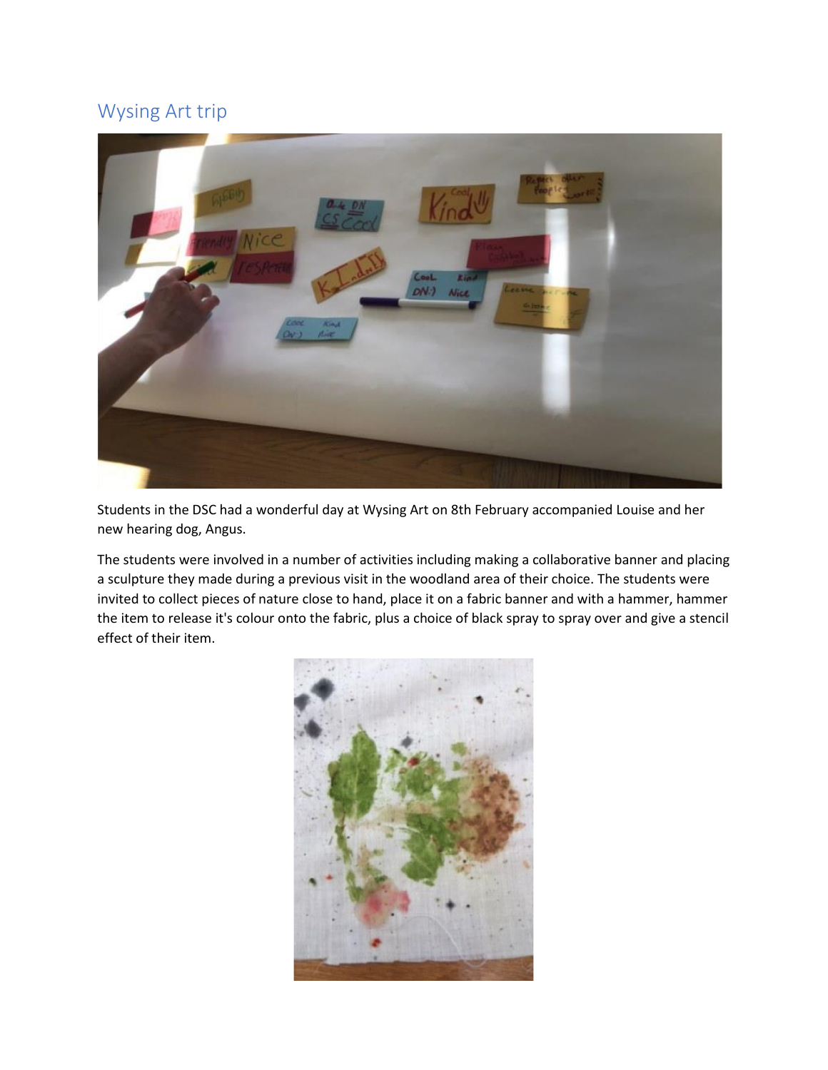## Wysing Art trip

Students in the DSC had a wonderful day at Wysing Art on 8th February accompanied Louise and her new hearing dog, Angus.

The students were involved in a number of activities including making a collaborative banner and placing a sculpture they made during a previous visit in the woodland area of their choice. The students were invited to collect pieces of nature close to hand, place it on a fabric banner and with a hammer, hammer the item to release it's colour onto the fabric, plus a choice of black spray to spray over and give a stencil effect of their item.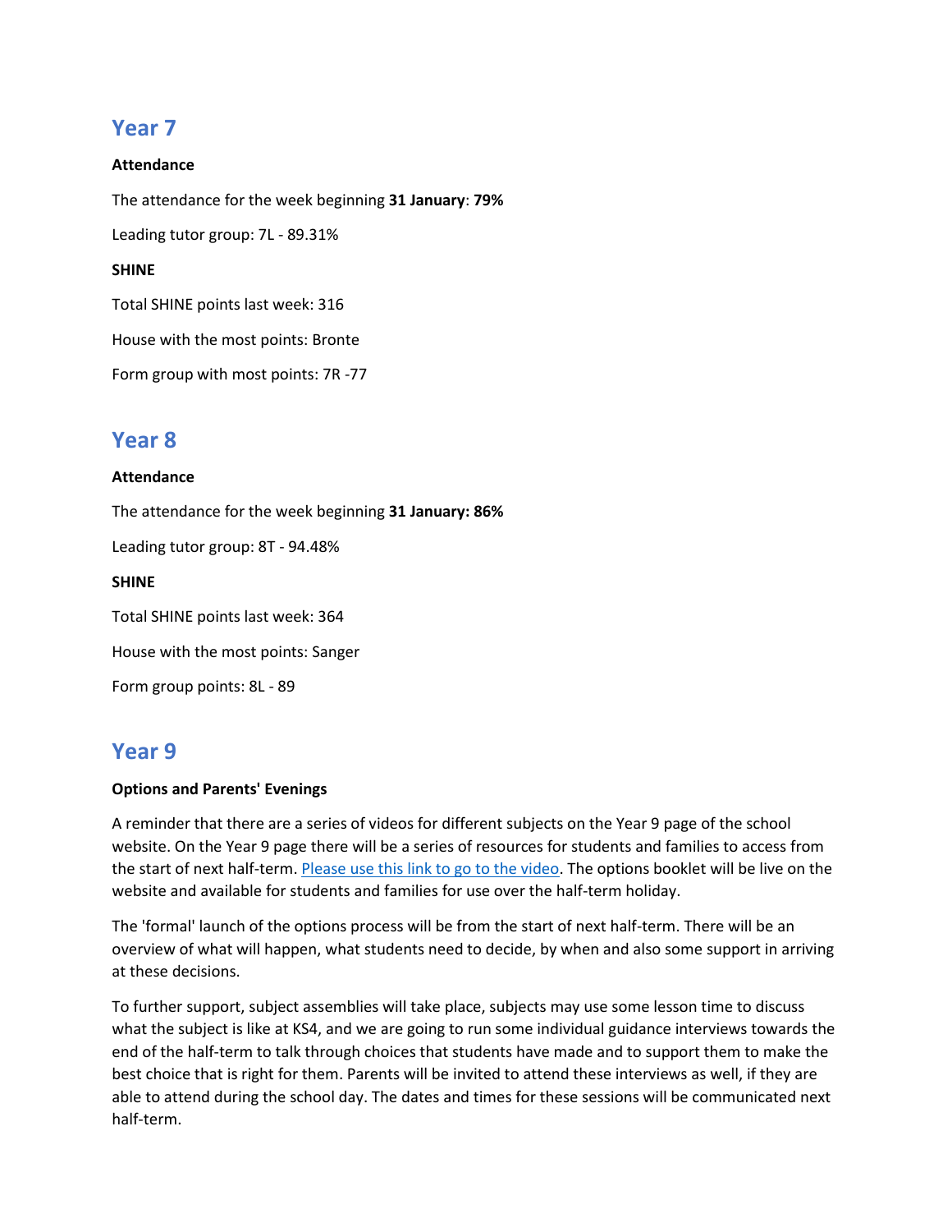## Year 7

**Attendance**

The attendance for the week beginning **31 January**: **79%**

Leading tutor group: 7L - 89.31%

**SHINE**

Total SHINE points last week: 316

House with the most points: Bronte

Form group with most points: 7R -77

## Year 8

**Attendance**

The attendance for the week beginning **31 January: 86%**

Leading tutor group: 8T - 94.48%

**SHINE**

Total SHINE points last week: 364

House with the most points: Sanger

Form group points: 8L - 89

## Year 9

**Options and Parents' Evenings**

A reminder that there are a series of videos for different subjects on the Year 9 page of the school website. On the Year 9 page there will be a series of resources for students and families to access from the start of next half-term. Please use this link to go to the video. The options booklet will be live on the website and available for students and families for use over the half-term holiday.

The 'formal' launch of the options process will be from the start of next half-term. There will be an overview of what will happen, what students need to decide, by when and also some support in arriving at these decisions.

To further support, subject assemblies will take place, subjects may use some lesson time to discuss what the subject is like at KS4, and we are going to run some individual guidance interviews towards the end of the half-term to talk through choices that students have made and to support them to make the best choice that is right for them. Parents will be invited to attend these interviews as well, if they are able to attend during the school day. The dates and times for these sessions will be communicated next half-term.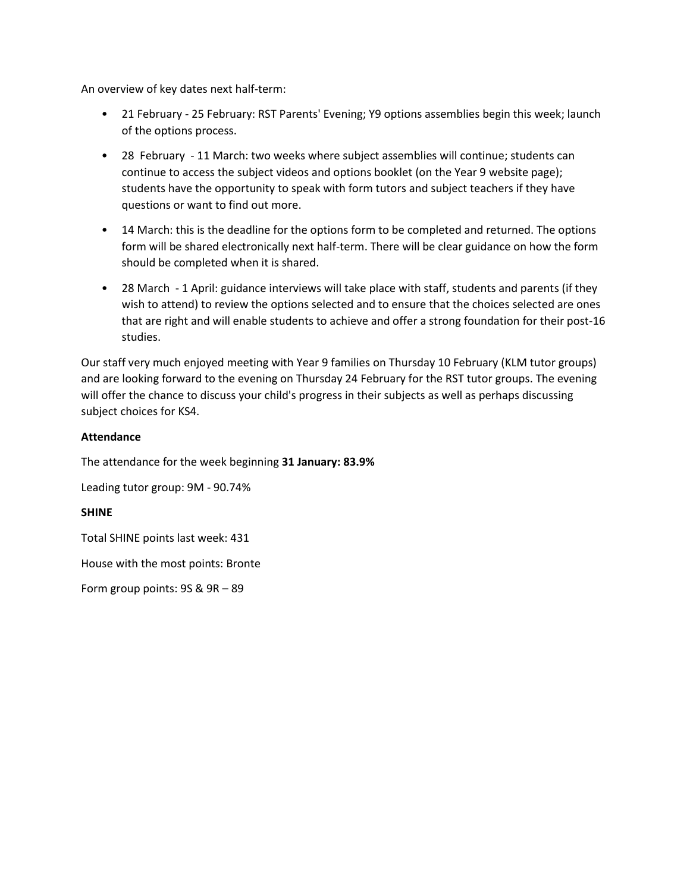An overview of key dates next half-term:

- 21 February - 25 February: RST Parents' Evening; Y9 options assemblies begin this week; launch of the options process.
- 28 February - 11 March: two weeks where subject assemblies will continue; students can continue to access the subject videos and options booklet (on the Year 9 website page); students have the opportunity to speak with form tutors and subject teachers if they have questions or want to find out more.
- 14 March: this is the deadline for the options form to be completed and returned. The options form will be shared electronically next half-term. There will be clear guidance on how the form should be completed when it is shared.
- 28 March - 1 April: guidance interviews will take place with staff, students and parents (if they wish to attend) to review the options selected and to ensure that the choices selected are ones that are right and will enable students to achieve and offer a strong foundation for their post-16 studies.

Our staff very much enjoyed meeting with Year 9 families on Thursday 10 February (KLM tutor groups) and are looking forward to the evening on Thursday 24 February for the RST tutor groups. The evening will offer the chance to discuss your child's progress in their subjects as well as perhaps discussing subject choices for KS4.

**Attendance**

The attendance for the week beginning **31 January: 83.9%**

Leading tutor group: 9M - 90.74%

**SHINE**

Total SHINE points last week: 431

House with the most points: Bronte

Form group points: 9S & 9R – 89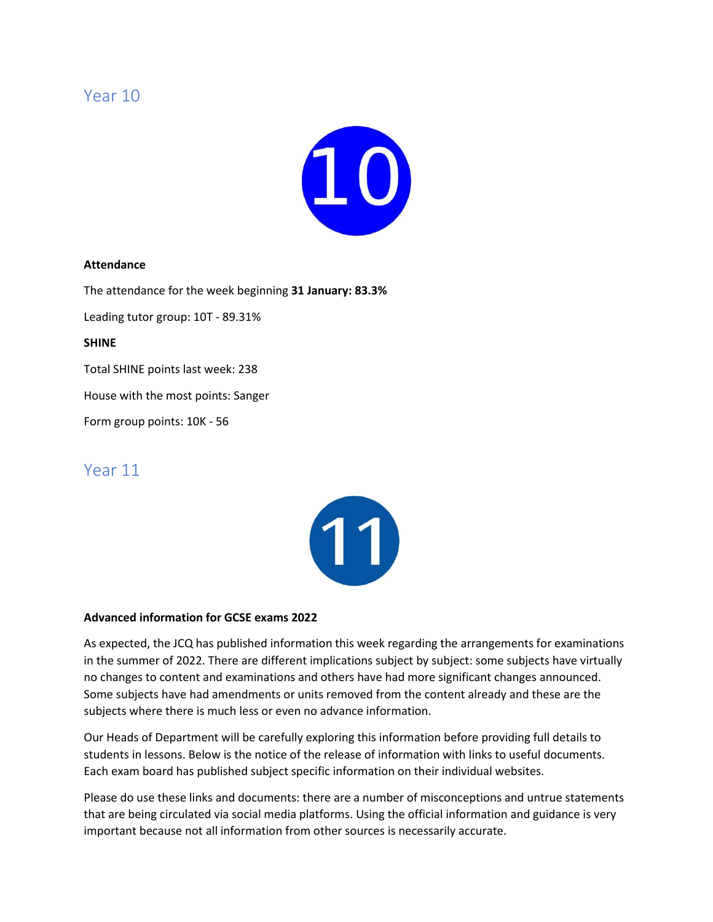## Year 10

**Attendance**

The attendance for the week beginning **31 January: 83.3%**

Leading tutor group: 10T - 89.31%

**SHINE**

Total SHINE points last week: 238

House with the most points: Sanger

Form group points: 10K - 56

## Year 11

**Advanced information for GCSE exams 2022**

As expected, the JCQ has published information this week regarding the arrangements for examinations in the summer of 2022. There are different implications subject by subject: some subjects have virtually no changes to content and examinations and others have had more significant changes announced. Some subjects have had amendments or units removed from the content already and these are the subjects where there is much less or even no advance information.

Our Heads of Department will be carefully exploring this information before providing full details to students in lessons. Below is the notice of the release of information with links to useful documents. Each exam board has published subject specific information on their individual websites.

Please do use these links and documents: there are a number of misconceptions and untrue statements that are being circulated via social media platforms. Using the official information and guidance is very important because not all information from other sources is necessarily accurate.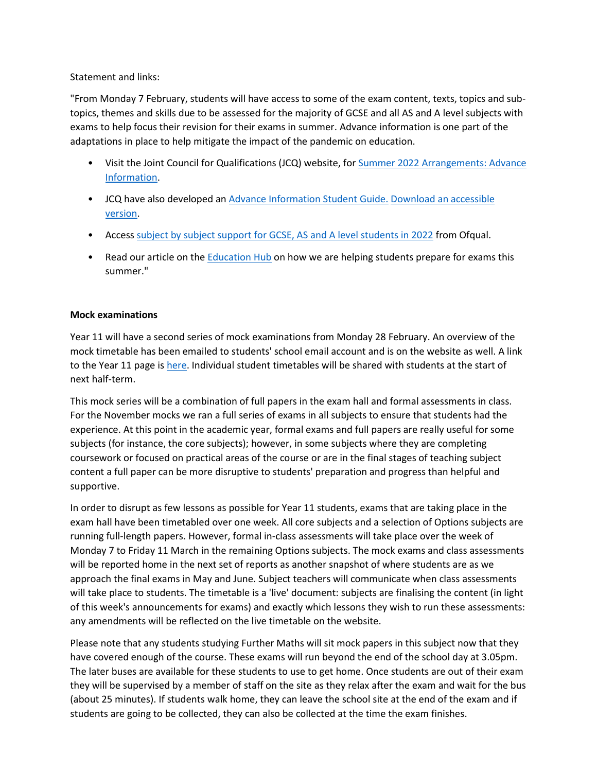Statement and links:

"From Monday 7 February, students will have access to some of the exam content, texts, topics and sub-topics, themes and skills due to be assessed for the majority of GCSE and all AS and A level subjects with exams to help focus their revision for their exams in summer. Advance information is one part of the adaptations in place to help mitigate the impact of the pandemic on education.

- Visit the Joint Council for Qualifications (JCQ) website, for Summer 2022 Arrangements: Advance Information.
- JCQ have also developed an Advance Information Student Guide. Download an accessible version.
- Access subject by subject support for GCSE, AS and A level students in 2022 from Ofqual.
- Read our article on the Education Hub on how we are helping students prepare for exams this summer."

**Mock examinations**

Year 11 will have a second series of mock examinations from Monday 28 February. An overview of the mock timetable has been emailed to students' school email account and is on the website as well. A link to the Year 11 page is here. Individual student timetables will be shared with students at the start of next half-term.

This mock series will be a combination of full papers in the exam hall and formal assessments in class. For the November mocks we ran a full series of exams in all subjects to ensure that students had the experience. At this point in the academic year, formal exams and full papers are really useful for some subjects (for instance, the core subjects); however, in some subjects where they are completing coursework or focused on practical areas of the course or are in the final stages of teaching subject content a full paper can be more disruptive to students' preparation and progress than helpful and supportive.

In order to disrupt as few lessons as possible for Year 11 students, exams that are taking place in the exam hall have been timetabled over one week. All core subjects and a selection of Options subjects are running full-length papers. However, formal in-class assessments will take place over the week of Monday 7 to Friday 11 March in the remaining Options subjects. The mock exams and class assessments will be reported home in the next set of reports as another snapshot of where students are as we approach the final exams in May and June. Subject teachers will communicate when class assessments will take place to students. The timetable is a 'live' document: subjects are finalising the content (in light of this week's announcements for exams) and exactly which lessons they wish to run these assessments: any amendments will be reflected on the live timetable on the website.

Please note that any students studying Further Maths will sit mock papers in this subject now that they have covered enough of the course. These exams will run beyond the end of the school day at 3.05pm. The later buses are available for these students to use to get home. Once students are out of their exam they will be supervised by a member of staff on the site as they relax after the exam and wait for the bus (about 25 minutes). If students walk home, they can leave the school site at the end of the exam and if students are going to be collected, they can also be collected at the time the exam finishes.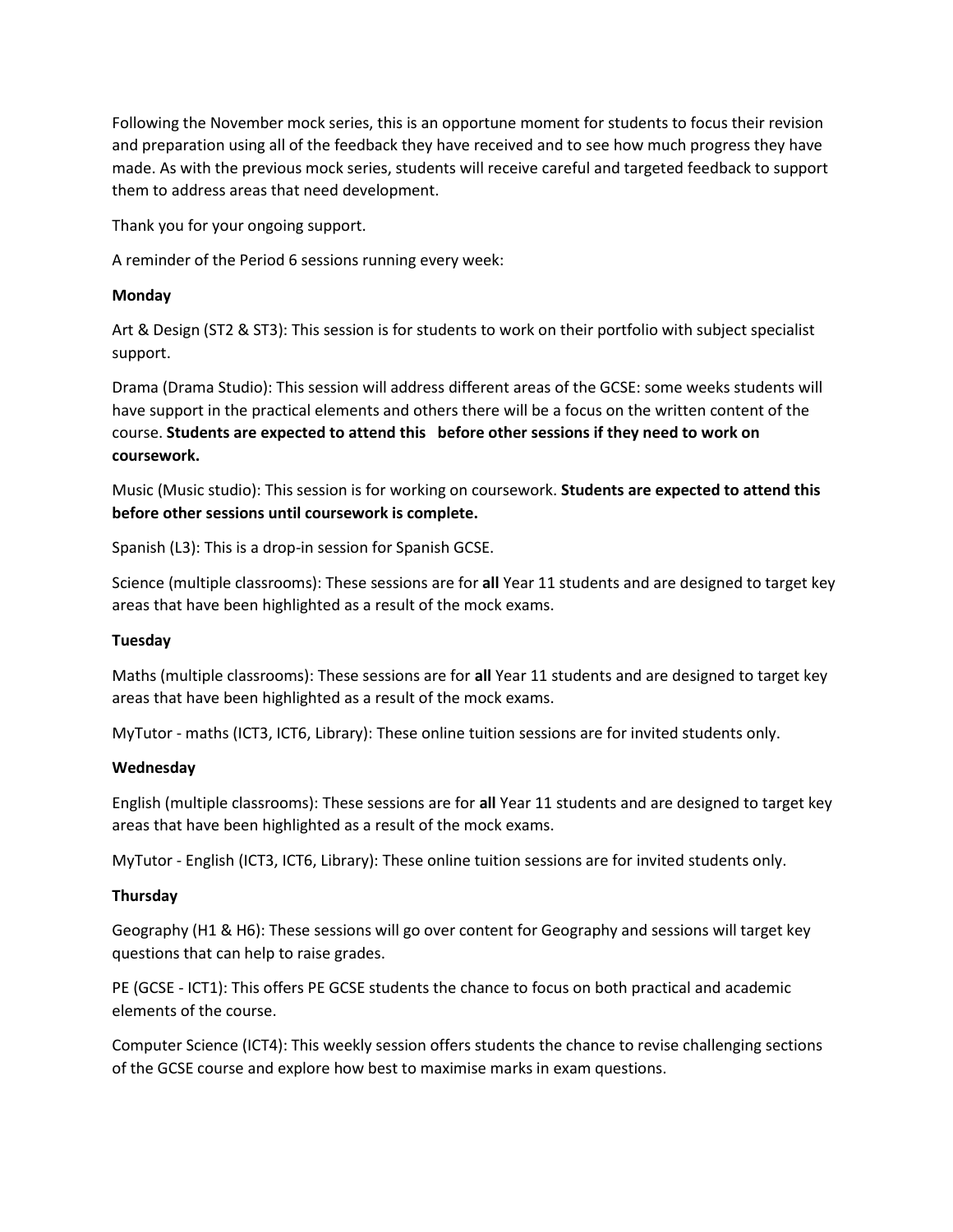Following the November mock series, this is an opportune moment for students to focus their revision and preparation using all of the feedback they have received and to see how much progress they have made. As with the previous mock series, students will receive careful and targeted feedback to support them to address areas that need development.

Thank you for your ongoing support.

A reminder of the Period 6 sessions running every week:

**Monday**

Art & Design (ST2 & ST3): This session is for students to work on their portfolio with subject specialist support.

Drama (Drama Studio): This session will address different areas of the GCSE: some weeks students will have support in the practical elements and others there will be a focus on the written content of the course. **Students are expected to attend this before other sessions if they need to work on coursework.**

Music (Music studio): This session is for working on coursework. **Students are expected to attend this before other sessions until coursework is complete.**

Spanish (L3): This is a drop-in session for Spanish GCSE.

Science (multiple classrooms): These sessions are for **all** Year 11 students and are designed to target key areas that have been highlighted as a result of the mock exams.

**Tuesday**

Maths (multiple classrooms): These sessions are for **all** Year 11 students and are designed to target key areas that have been highlighted as a result of the mock exams.

MyTutor - maths (ICT3, ICT6, Library): These online tuition sessions are for invited students only.

**Wednesday**

English (multiple classrooms): These sessions are for **all** Year 11 students and are designed to target key areas that have been highlighted as a result of the mock exams.

MyTutor - English (ICT3, ICT6, Library): These online tuition sessions are for invited students only.

**Thursday**

Geography (H1 & H6): These sessions will go over content for Geography and sessions will target key questions that can help to raise grades.

PE (GCSE - ICT1): This offers PE GCSE students the chance to focus on both practical and academic elements of the course.

Computer Science (ICT4): This weekly session offers students the chance to revise challenging sections of the GCSE course and explore how best to maximise marks in exam questions.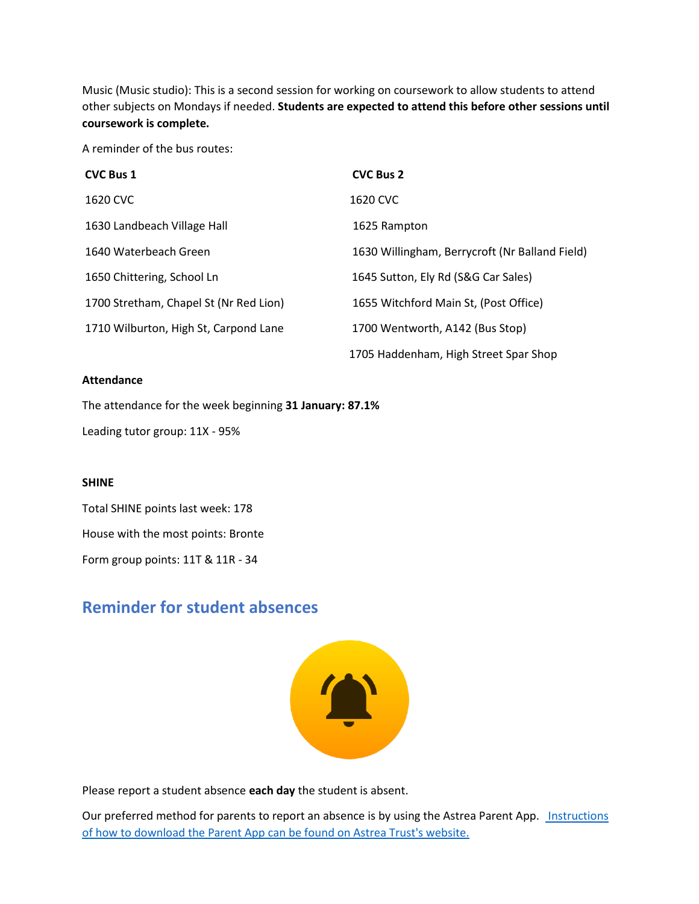Music (Music studio): This is a second session for working on coursework to allow students to attend other subjects on Mondays if needed. **Students are expected to attend this before other sessions until coursework is complete.**

A reminder of the bus routes:

| **CVC Bus 1** | **CVC Bus 2** |
|---|---|
| 1620 CVC | 1620 CVC |
| 1630 Landbeach Village Hall | 1625 Rampton |
| 1640 Waterbeach Green | 1630 Willingham, Berrycroft (Nr Balland Field) |
| 1650 Chittering, School Ln | 1645 Sutton, Ely Rd (S&G Car Sales) |
| 1700 Stretham, Chapel St (Nr Red Lion) | 1655 Witchford Main St, (Post Office) |
| 1710 Wilburton, High St, Carpond Lane | 1700 Wentworth, A142 (Bus Stop) |
| | 1705 Haddenham, High Street Spar Shop |

**Attendance**

The attendance for the week beginning **31 January: 87.1%**

Leading tutor group: 11X - 95%

**SHINE**

Total SHINE points last week: 178

House with the most points: Bronte

Form group points: 11T & 11R - 34

## Reminder for student absences

Please report a student absence **each day** the student is absent.

Our preferred method for parents to report an absence is by using the Astrea Parent App. [Instructions of how to download the Parent App can be found on Astrea Trust's website.]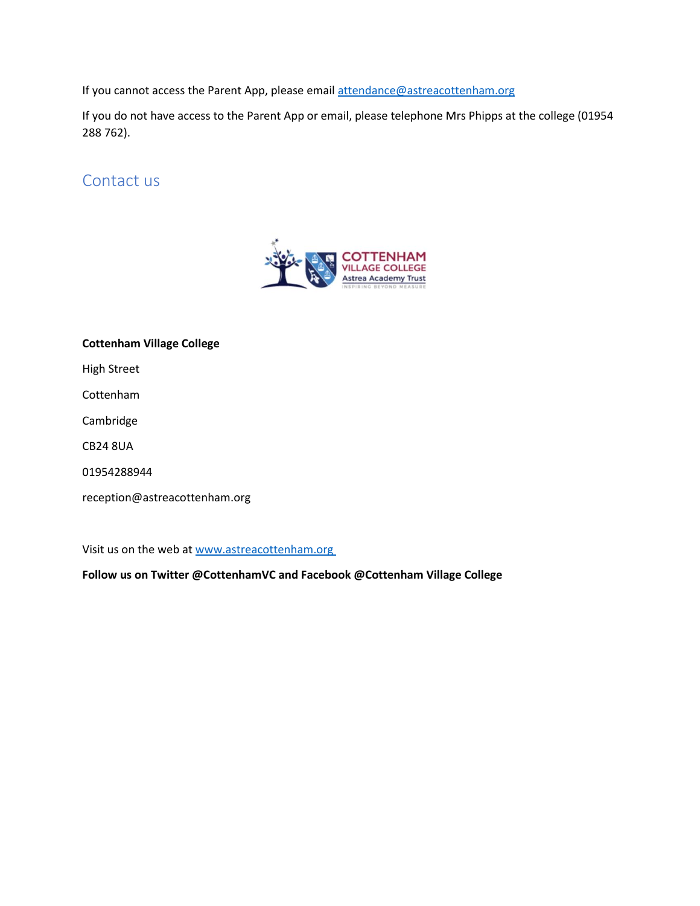If you cannot access the Parent App, please email [attendance@astreacottenham.org](mailto:attendance@astreacottenham.org)

If you do not have access to the Parent App or email, please telephone Mrs Phipps at the college (01954 288 762).

## Contact us

**Cottenham Village College**

High Street

Cottenham

Cambridge

CB24 8UA

01954288944

reception@astreacottenham.org

Visit us on the web at [www.astreacottenham.org](http://www.astreacottenham.org)

**Follow us on Twitter @CottenhamVC and Facebook @Cottenham Village College**